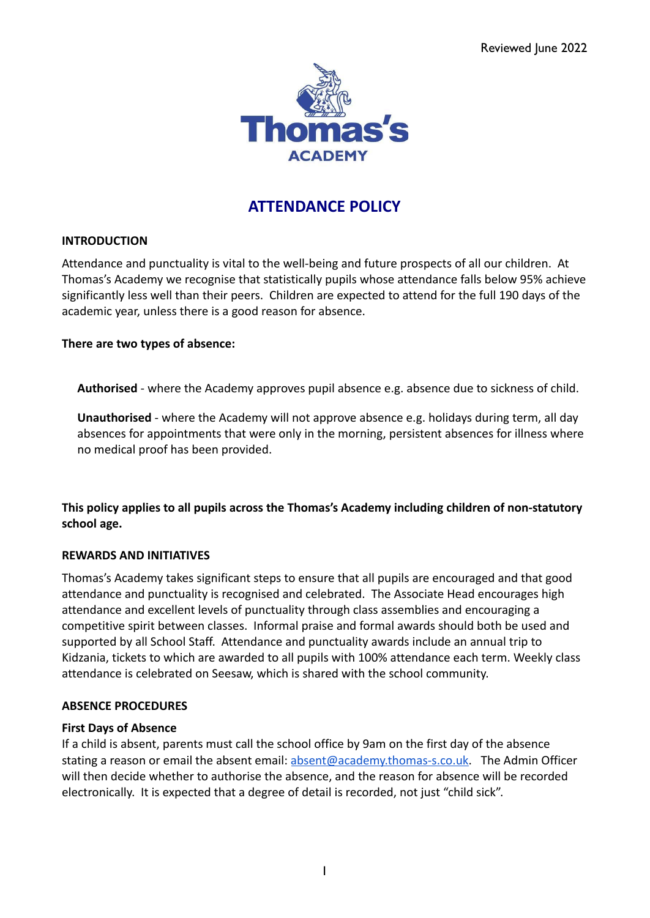Reviewed June 2022

Thomas's ACADEMY

# ATTENDANCE POLICY

## INTRODUCTION

Attendance and punctuality is vital to the well-being and future prospects of all our children. At Thomas's Academy we recognise that statistically pupils whose attendance falls below 95% achieve significantly less well than their peers. Children are expected to attend for the full 190 days of the academic year, unless there is a good reason for absence.

**There are two types of absence:**

**Authorised** - where the Academy approves pupil absence e.g. absence due to sickness of child.

**Unauthorised** - where the Academy will not approve absence e.g. holidays during term, all day absences for appointments that were only in the morning, persistent absences for illness where no medical proof has been provided.

**This policy applies to all pupils across the Thomas's Academy including children of non-statutory school age.**

## REWARDS AND INITIATIVES

Thomas's Academy takes significant steps to ensure that all pupils are encouraged and that good attendance and punctuality is recognised and celebrated. The Associate Head encourages high attendance and excellent levels of punctuality through class assemblies and encouraging a competitive spirit between classes. Informal praise and formal awards should both be used and supported by all School Staff. Attendance and punctuality awards include an annual trip to Kidzania, tickets to which are awarded to all pupils with 100% attendance each term. Weekly class attendance is celebrated on Seesaw, which is shared with the school community.

## ABSENCE PROCEDURES

### First Days of Absence

If a child is absent, parents must call the school office by 9am on the first day of the absence stating a reason or email the absent email: absent@academy.thomas-s.co.uk. The Admin Officer will then decide whether to authorise the absence, and the reason for absence will be recorded electronically. It is expected that a degree of detail is recorded, not just "child sick".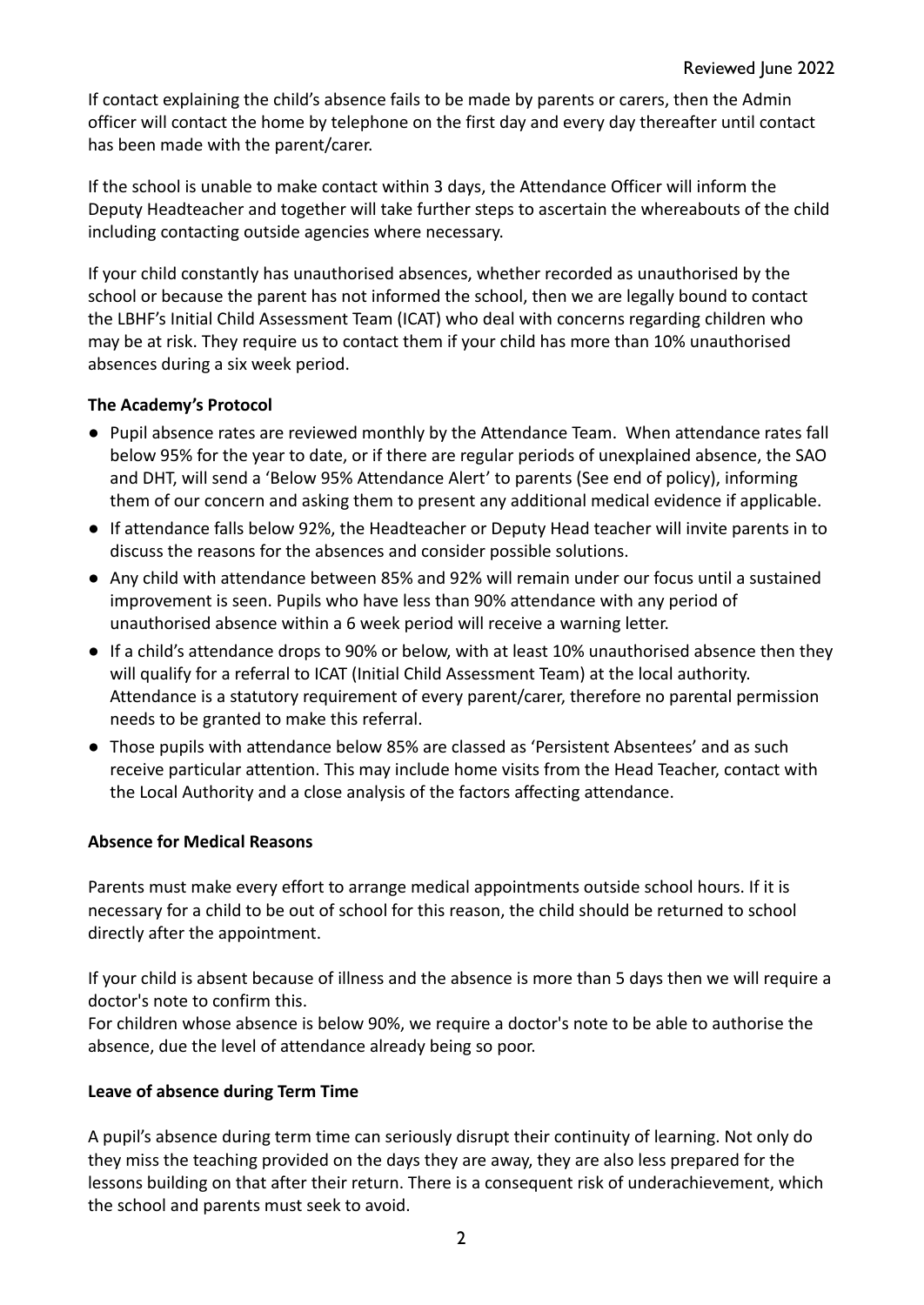If contact explaining the child's absence fails to be made by parents or carers, then the Admin officer will contact the home by telephone on the first day and every day thereafter until contact has been made with the parent/carer.

If the school is unable to make contact within 3 days, the Attendance Officer will inform the Deputy Headteacher and together will take further steps to ascertain the whereabouts of the child including contacting outside agencies where necessary.

If your child constantly has unauthorised absences, whether recorded as unauthorised by the school or because the parent has not informed the school, then we are legally bound to contact the LBHF's Initial Child Assessment Team (ICAT) who deal with concerns regarding children who may be at risk. They require us to contact them if your child has more than 10% unauthorised absences during a six week period.

**The Academy's Protocol**

- Pupil absence rates are reviewed monthly by the Attendance Team. When attendance rates fall below 95% for the year to date, or if there are regular periods of unexplained absence, the SAO and DHT, will send a 'Below 95% Attendance Alert' to parents (See end of policy), informing them of our concern and asking them to present any additional medical evidence if applicable.
- If attendance falls below 92%, the Headteacher or Deputy Head teacher will invite parents in to discuss the reasons for the absences and consider possible solutions.
- Any child with attendance between 85% and 92% will remain under our focus until a sustained improvement is seen. Pupils who have less than 90% attendance with any period of unauthorised absence within a 6 week period will receive a warning letter.
- If a child's attendance drops to 90% or below, with at least 10% unauthorised absence then they will qualify for a referral to ICAT (Initial Child Assessment Team) at the local authority. Attendance is a statutory requirement of every parent/carer, therefore no parental permission needs to be granted to make this referral.
- Those pupils with attendance below 85% are classed as 'Persistent Absentees' and as such receive particular attention. This may include home visits from the Head Teacher, contact with the Local Authority and a close analysis of the factors affecting attendance.

**Absence for Medical Reasons**

Parents must make every effort to arrange medical appointments outside school hours. If it is necessary for a child to be out of school for this reason, the child should be returned to school directly after the appointment.

If your child is absent because of illness and the absence is more than 5 days then we will require a doctor's note to confirm this.
For children whose absence is below 90%, we require a doctor's note to be able to authorise the absence, due the level of attendance already being so poor.

**Leave of absence during Term Time**

A pupil's absence during term time can seriously disrupt their continuity of learning. Not only do they miss the teaching provided on the days they are away, they are also less prepared for the lessons building on that after their return. There is a consequent risk of underachievement, which the school and parents must seek to avoid.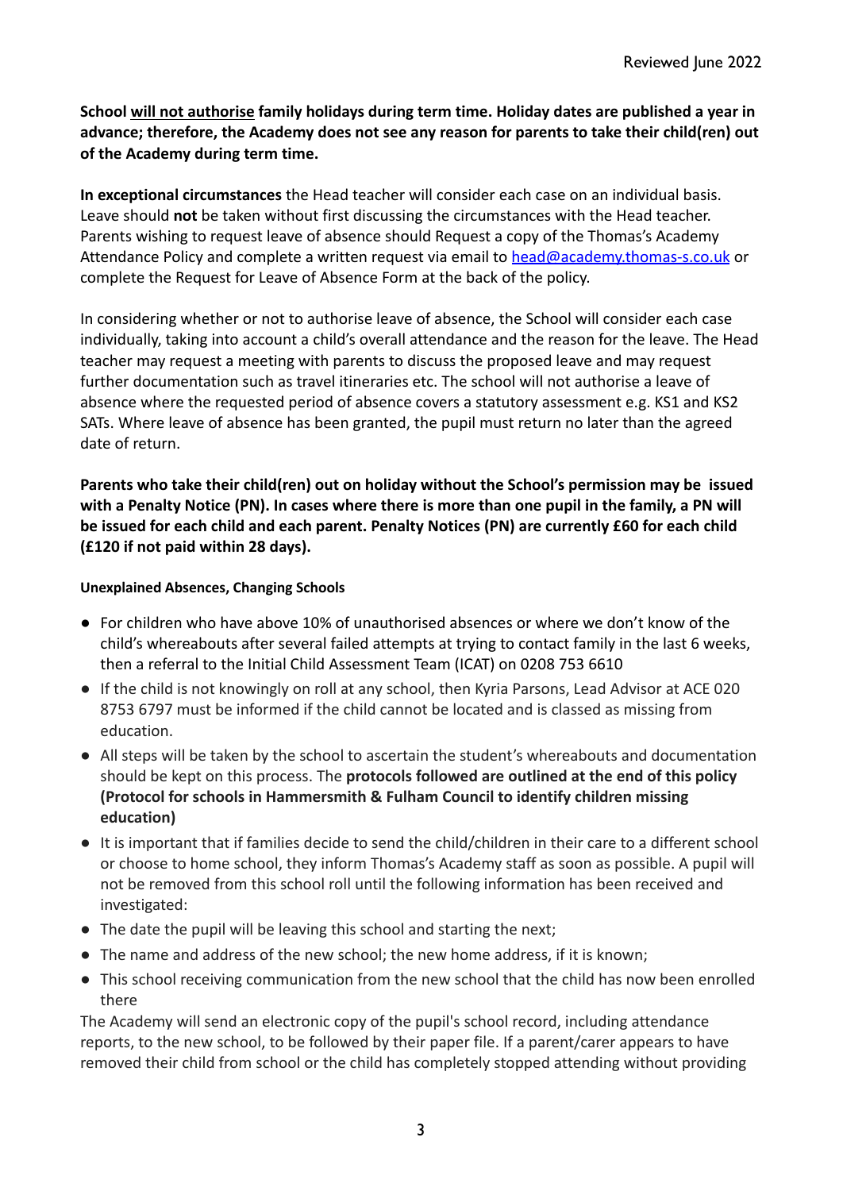**School <u>will not authorise</u> family holidays during term time. Holiday dates are published a year in advance; therefore, the Academy does not see any reason for parents to take their child(ren) out of the Academy during term time.**

**In exceptional circumstances** the Head teacher will consider each case on an individual basis. Leave should **not** be taken without first discussing the circumstances with the Head teacher. Parents wishing to request leave of absence should Request a copy of the Thomas's Academy Attendance Policy and complete a written request via email to head@academy.thomas-s.co.uk or complete the Request for Leave of Absence Form at the back of the policy.

In considering whether or not to authorise leave of absence, the School will consider each case individually, taking into account a child's overall attendance and the reason for the leave. The Head teacher may request a meeting with parents to discuss the proposed leave and may request further documentation such as travel itineraries etc. The school will not authorise a leave of absence where the requested period of absence covers a statutory assessment e.g. KS1 and KS2 SATs. Where leave of absence has been granted, the pupil must return no later than the agreed date of return.

**Parents who take their child(ren) out on holiday without the School's permission may be issued with a Penalty Notice (PN). In cases where there is more than one pupil in the family, a PN will be issued for each child and each parent. Penalty Notices (PN) are currently £60 for each child (£120 if not paid within 28 days).**

#### Unexplained Absences, Changing Schools

- For children who have above 10% of unauthorised absences or where we don't know of the child's whereabouts after several failed attempts at trying to contact family in the last 6 weeks, then a referral to the Initial Child Assessment Team (ICAT) on 0208 753 6610
- If the child is not knowingly on roll at any school, then Kyria Parsons, Lead Advisor at ACE 020 8753 6797 must be informed if the child cannot be located and is classed as missing from education.
- All steps will be taken by the school to ascertain the student's whereabouts and documentation should be kept on this process. The **protocols followed are outlined at the end of this policy (Protocol for schools in Hammersmith & Fulham Council to identify children missing education)**
- It is important that if families decide to send the child/children in their care to a different school or choose to home school, they inform Thomas's Academy staff as soon as possible. A pupil will not be removed from this school roll until the following information has been received and investigated:
- The date the pupil will be leaving this school and starting the next;
- The name and address of the new school; the new home address, if it is known;
- This school receiving communication from the new school that the child has now been enrolled there

The Academy will send an electronic copy of the pupil's school record, including attendance reports, to the new school, to be followed by their paper file. If a parent/carer appears to have removed their child from school or the child has completely stopped attending without providing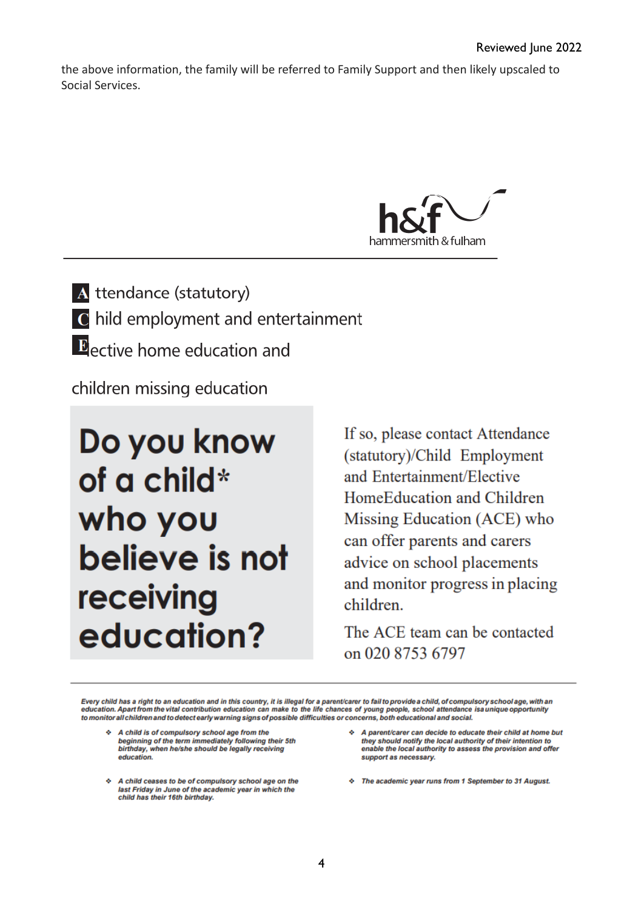the above information, the family will be referred to Family Support and then likely upscaled to Social Services.

hammersmith & fulham

**A** ttendance (statutory)
**C** hild employment and entertainment
**E** lective home education and

children missing education

## Do you know of a child* who you believe is not receiving education?

If so, please contact Attendance (statutory)/Child Employment and Entertainment/Elective HomeEducation and Children Missing Education (ACE) who can offer parents and carers advice on school placements and monitor progress in placing children.

The ACE team can be contacted on 020 8753 6797

***Every child has a right to an education and in this country, it is illegal for a parent/carer to fail to provide a child, of compulsory school age, with an education. Apart from the vital contribution education can make to the life chances of young people, school attendance is a unique opportunity to monitor all children and to detect early warning signs of possible difficulties or concerns, both educational and social.***

- ***A child is of compulsory school age from the beginning of the term immediately following their 5th birthday, when he/she should be legally receiving education.***
- ***A child ceases to be of compulsory school age on the last Friday in June of the academic year in which the child has their 16th birthday.***
- ***A parent/carer can decide to educate their child at home but they should notify the local authority of their intention to enable the local authority to assess the provision and offer support as necessary.***
- ***The academic year runs from 1 September to 31 August.***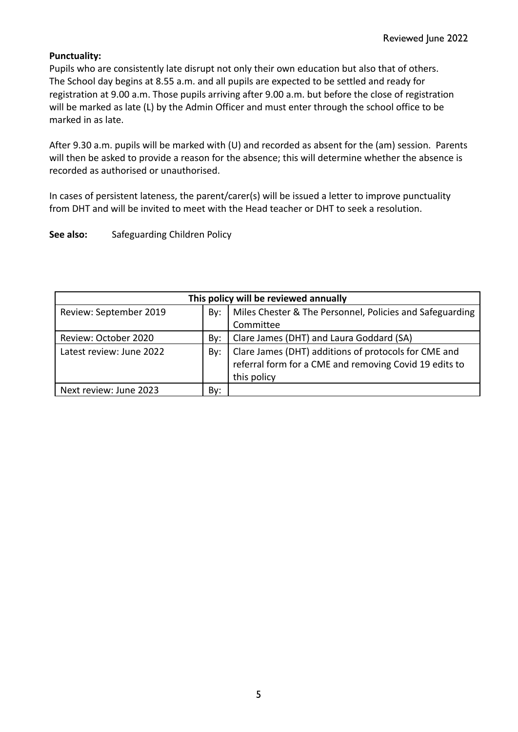**Punctuality:**

Pupils who are consistently late disrupt not only their own education but also that of others. The School day begins at 8.55 a.m. and all pupils are expected to be settled and ready for registration at 9.00 a.m. Those pupils arriving after 9.00 a.m. but before the close of registration will be marked as late (L) by the Admin Officer and must enter through the school office to be marked in as late.

After 9.30 a.m. pupils will be marked with (U) and recorded as absent for the (am) session. Parents will then be asked to provide a reason for the absence; this will determine whether the absence is recorded as authorised or unauthorised.

In cases of persistent lateness, the parent/carer(s) will be issued a letter to improve punctuality from DHT and will be invited to meet with the Head teacher or DHT to seek a resolution.

**See also:** Safeguarding Children Policy

| This policy will be reviewed annually | | |
|---|---|---|
| Review: September 2019 | By: | Miles Chester & The Personnel, Policies and Safeguarding Committee |
| Review: October 2020 | By: | Clare James (DHT) and Laura Goddard (SA) |
| Latest review: June 2022 | By: | Clare James (DHT) additions of protocols for CME and referral form for a CME and removing Covid 19 edits to this policy |
| Next review: June 2023 | By: | |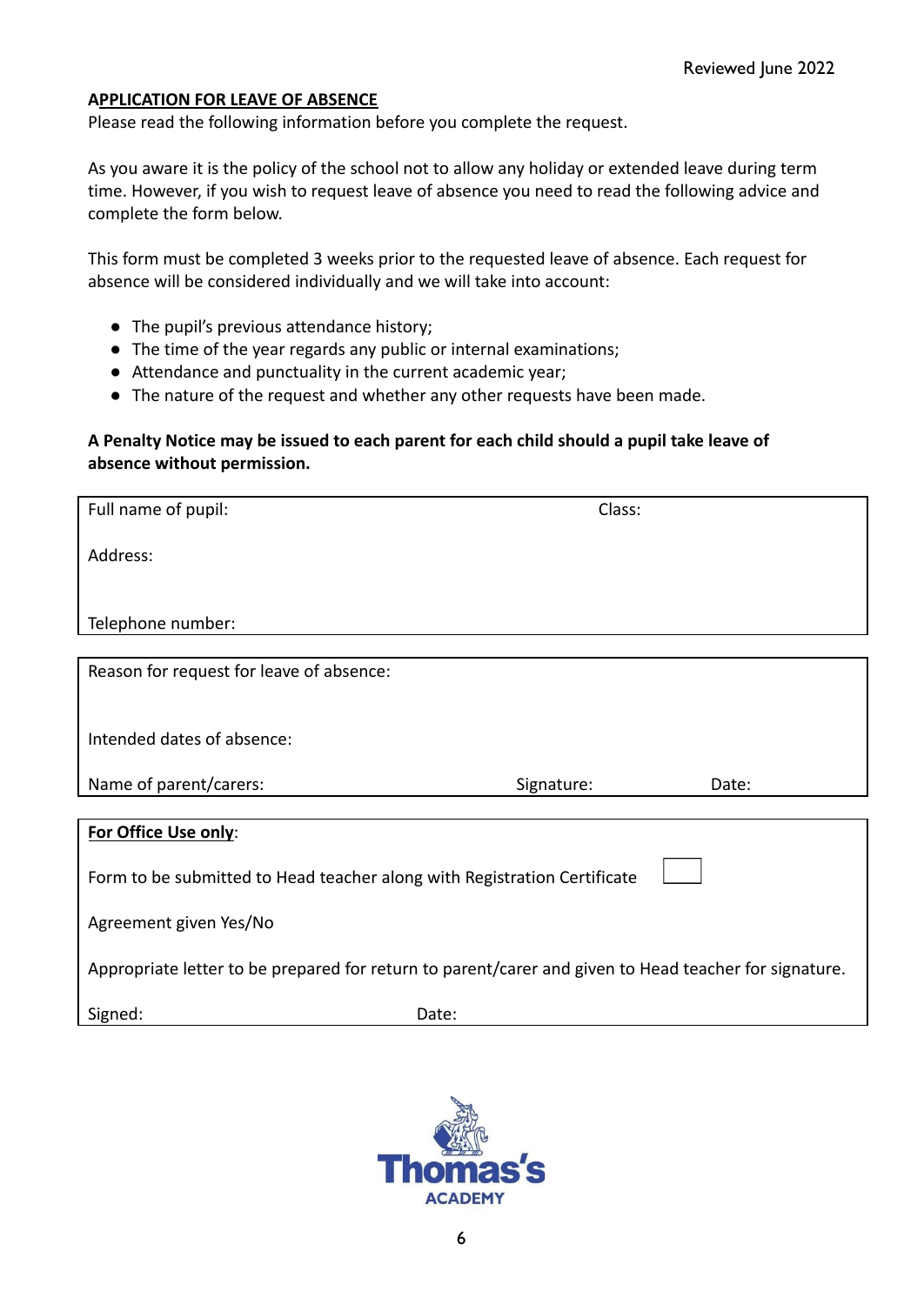Reviewed June 2022

**APPLICATION FOR LEAVE OF ABSENCE**

Please read the following information before you complete the request.

As you aware it is the policy of the school not to allow any holiday or extended leave during term time. However, if you wish to request leave of absence you need to read the following advice and complete the form below.

This form must be completed 3 weeks prior to the requested leave of absence. Each request for absence will be considered individually and we will take into account:

- The pupil's previous attendance history;
- The time of the year regards any public or internal examinations;
- Attendance and punctuality in the current academic year;
- The nature of the request and whether any other requests have been made.

**A Penalty Notice may be issued to each parent for each child should a pupil take leave of absence without permission.**

| Full name of pupil: | Class: |
|---|---|
| Address: | |
| Telephone number: | |

| Reason for request for leave of absence: | | |
|---|---|---|
| Intended dates of absence: | | |
| Name of parent/carers: | Signature: | Date: |

| **For Office Use only**: | |
|---|---|
| Form to be submitted to Head teacher along with Registration Certificate | ☐ |
| Agreement given Yes/No | |
| Appropriate letter to be prepared for return to parent/carer and given to Head teacher for signature. | |
| Signed: | Date: |

Thomas's ACADEMY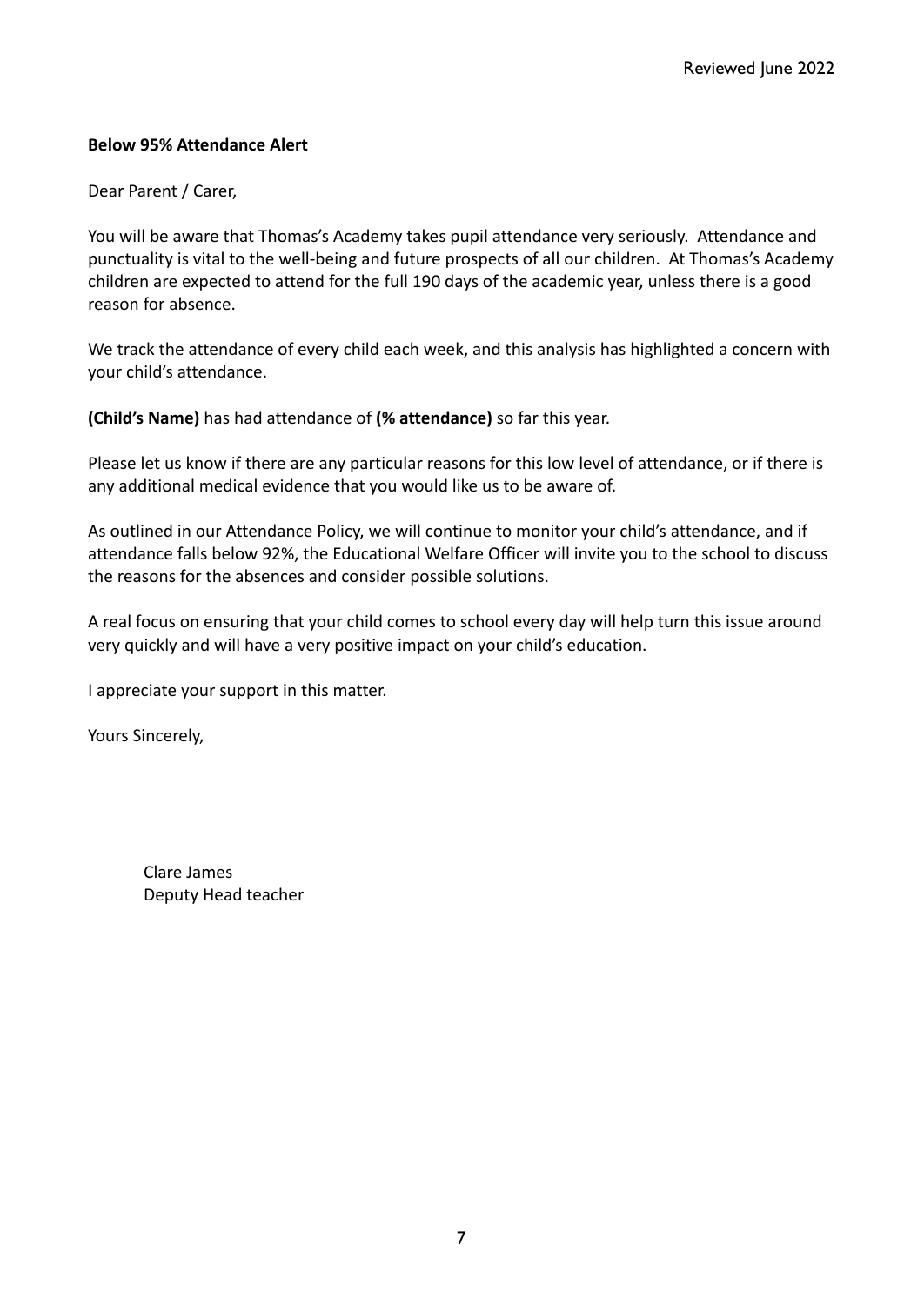**Below 95% Attendance Alert**

Dear Parent / Carer,

You will be aware that Thomas's Academy takes pupil attendance very seriously. Attendance and punctuality is vital to the well-being and future prospects of all our children. At Thomas's Academy children are expected to attend for the full 190 days of the academic year, unless there is a good reason for absence.

We track the attendance of every child each week, and this analysis has highlighted a concern with your child's attendance.

**(Child's Name)** has had attendance of **(% attendance)** so far this year.

Please let us know if there are any particular reasons for this low level of attendance, or if there is any additional medical evidence that you would like us to be aware of.

As outlined in our Attendance Policy, we will continue to monitor your child's attendance, and if attendance falls below 92%, the Educational Welfare Officer will invite you to the school to discuss the reasons for the absences and consider possible solutions.

A real focus on ensuring that your child comes to school every day will help turn this issue around very quickly and will have a very positive impact on your child's education.

I appreciate your support in this matter.

Yours Sincerely,

Clare James
Deputy Head teacher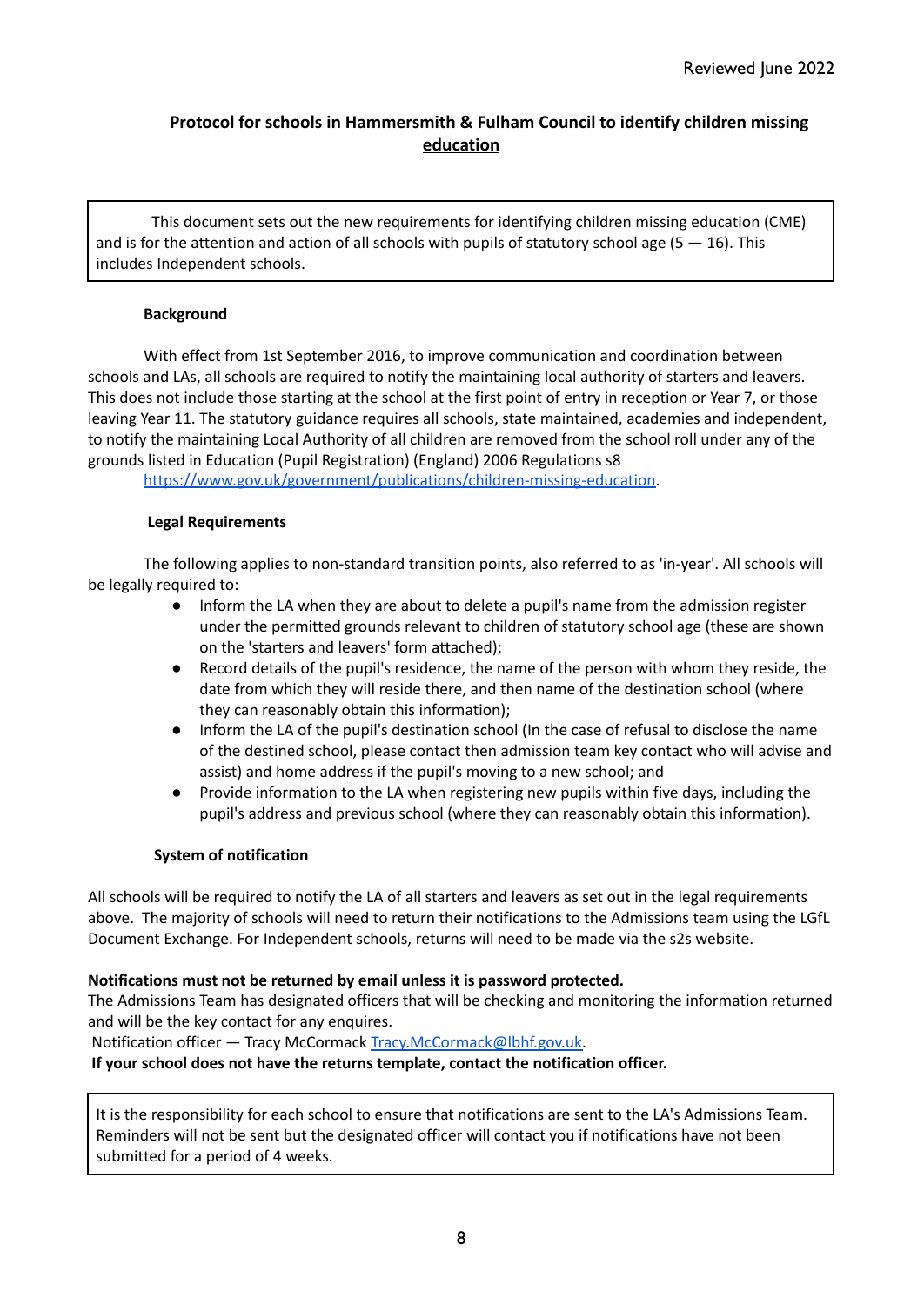Reviewed June 2022

# Protocol for schools in Hammersmith & Fulham Council to identify children missing education

This document sets out the new requirements for identifying children missing education (CME) and is for the attention and action of all schools with pupils of statutory school age (5 — 16). This includes Independent schools.

### Background

With effect from 1st September 2016, to improve communication and coordination between schools and LAs, all schools are required to notify the maintaining local authority of starters and leavers. This does not include those starting at the school at the first point of entry in reception or Year 7, or those leaving Year 11. The statutory guidance requires all schools, state maintained, academies and independent, to notify the maintaining Local Authority of all children are removed from the school roll under any of the grounds listed in Education (Pupil Registration) (England) 2006 Regulations s8 https://www.gov.uk/government/publications/children-missing-education.

### Legal Requirements

The following applies to non-standard transition points, also referred to as 'in-year'. All schools will be legally required to:

- Inform the LA when they are about to delete a pupil's name from the admission register under the permitted grounds relevant to children of statutory school age (these are shown on the 'starters and leavers' form attached);
- Record details of the pupil's residence, the name of the person with whom they reside, the date from which they will reside there, and then name of the destination school (where they can reasonably obtain this information);
- Inform the LA of the pupil's destination school (In the case of refusal to disclose the name of the destined school, please contact then admission team key contact who will advise and assist) and home address if the pupil's moving to a new school; and
- Provide information to the LA when registering new pupils within five days, including the pupil's address and previous school (where they can reasonably obtain this information).

### System of notification

All schools will be required to notify the LA of all starters and leavers as set out in the legal requirements above. The majority of schools will need to return their notifications to the Admissions team using the LGfL Document Exchange. For Independent schools, returns will need to be made via the s2s website.

**Notifications must not be returned by email unless it is password protected.**
The Admissions Team has designated officers that will be checking and monitoring the information returned and will be the key contact for any enquires.
Notification officer — Tracy McCormack Tracy.McCormack@lbhf.gov.uk.
**If your school does not have the returns template, contact the notification officer.**

It is the responsibility for each school to ensure that notifications are sent to the LA's Admissions Team. Reminders will not be sent but the designated officer will contact you if notifications have not been submitted for a period of 4 weeks.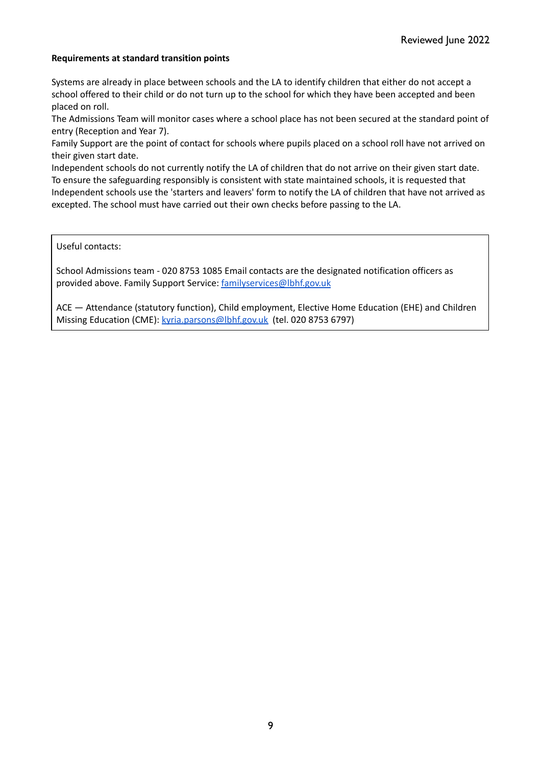**Requirements at standard transition points**

Systems are already in place between schools and the LA to identify children that either do not accept a school offered to their child or do not turn up to the school for which they have been accepted and been placed on roll.

The Admissions Team will monitor cases where a school place has not been secured at the standard point of entry (Reception and Year 7).

Family Support are the point of contact for schools where pupils placed on a school roll have not arrived on their given start date.

Independent schools do not currently notify the LA of children that do not arrive on their given start date. To ensure the safeguarding responsibly is consistent with state maintained schools, it is requested that Independent schools use the 'starters and leavers' form to notify the LA of children that have not arrived as excepted. The school must have carried out their own checks before passing to the LA.

Useful contacts:

School Admissions team - 020 8753 1085 Email contacts are the designated notification officers as provided above. Family Support Service: familyservices@lbhf.gov.uk

ACE — Attendance (statutory function), Child employment, Elective Home Education (EHE) and Children Missing Education (CME): kyria.parsons@lbhf.gov.uk (tel. 020 8753 6797)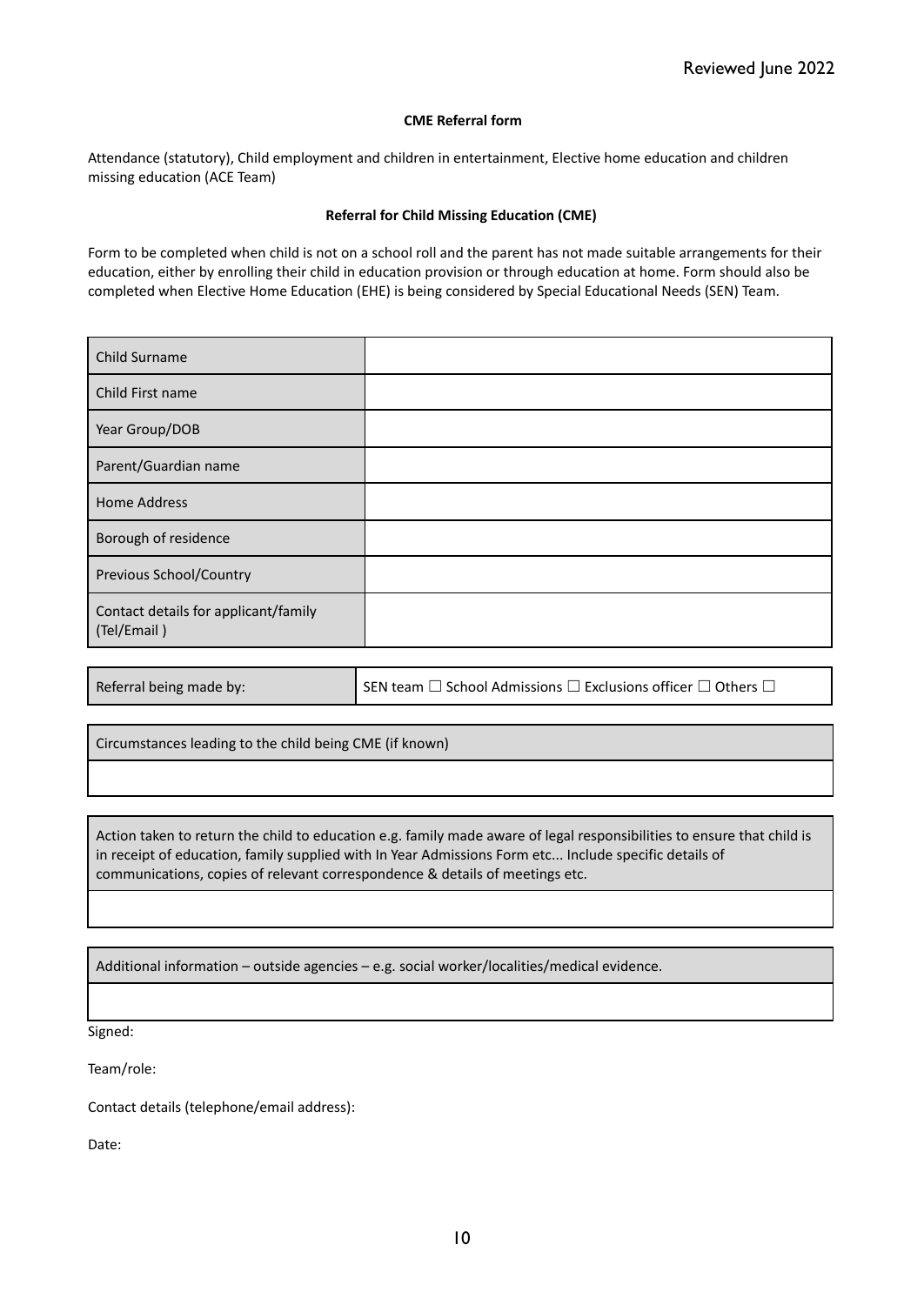**CME Referral form**

Attendance (statutory), Child employment and children in entertainment, Elective home education and children missing education (ACE Team)

**Referral for Child Missing Education (CME)**

Form to be completed when child is not on a school roll and the parent has not made suitable arrangements for their education, either by enrolling their child in education provision or through education at home. Form should also be completed when Elective Home Education (EHE) is being considered by Special Educational Needs (SEN) Team.

| Child Surname | |
|---|---|
| Child First name | |
| Year Group/DOB | |
| Parent/Guardian name | |
| Home Address | |
| Borough of residence | |
| Previous School/Country | |
| Contact details for applicant/family (Tel/Email ) | |

| Referral being made by: | SEN team ☐ School Admissions ☐ Exclusions officer ☐ Others ☐ |
|---|---|

| Circumstances leading to the child being CME (if known) |
|---|
| |

| Action taken to return the child to education e.g. family made aware of legal responsibilities to ensure that child is in receipt of education, family supplied with In Year Admissions Form etc... Include specific details of communications, copies of relevant correspondence & details of meetings etc. |
|---|
| |

| Additional information – outside agencies – e.g. social worker/localities/medical evidence. |
|---|
| |

Signed:

Team/role:

Contact details (telephone/email address):

Date: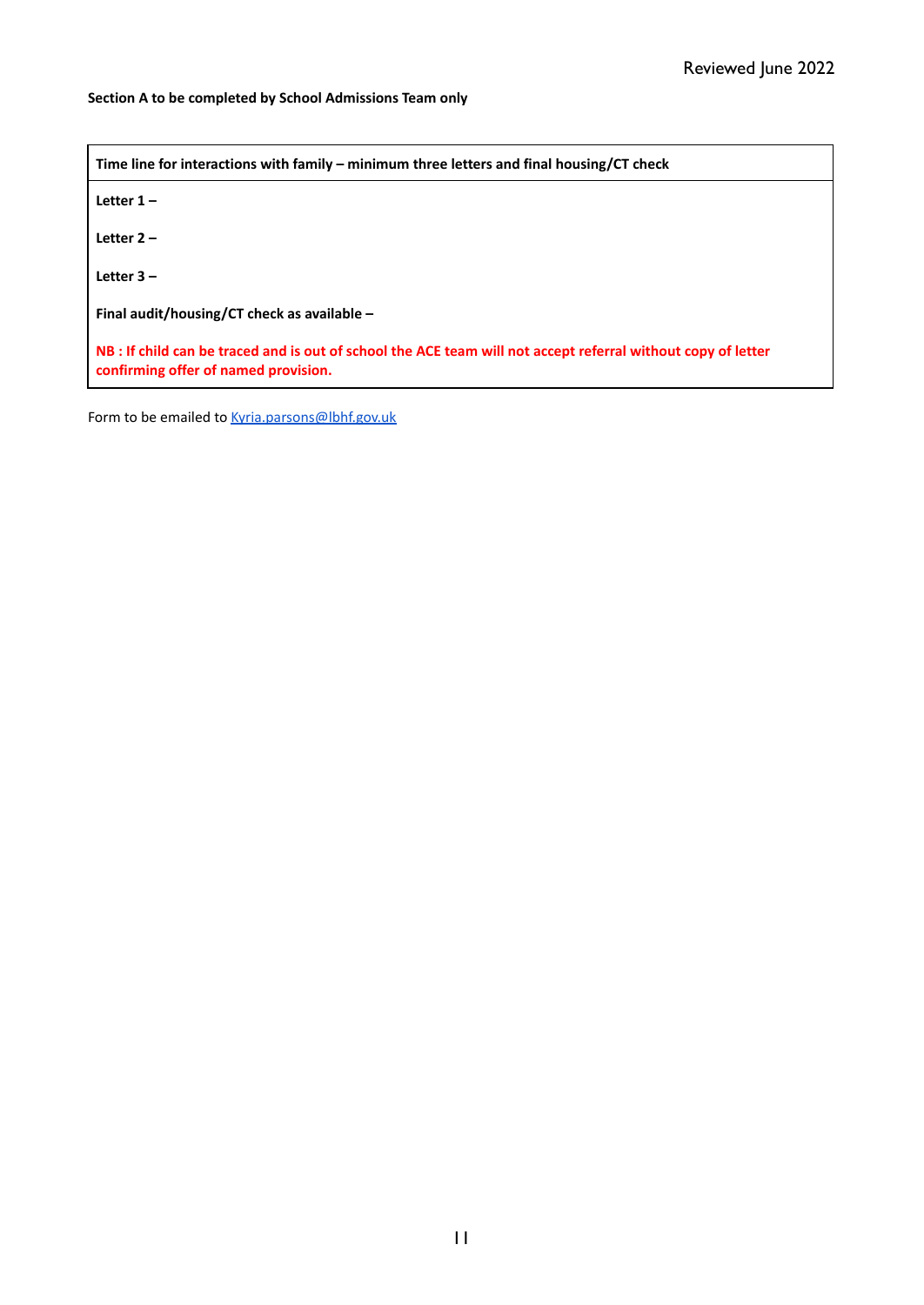**Section A to be completed by School Admissions Team only**

| Time line for interactions with family – minimum three letters and final housing/CT check |
|---|
| **Letter 1 –** |
| **Letter 2 –** |
| **Letter 3 –** |
| **Final audit/housing/CT check as available –** |
| **NB : If child can be traced and is out of school the ACE team will not accept referral without copy of letter confirming offer of named provision.** |

Form to be emailed to [Kyria.parsons@lbhf.gov.uk](mailto:Kyria.parsons@lbhf.gov.uk)